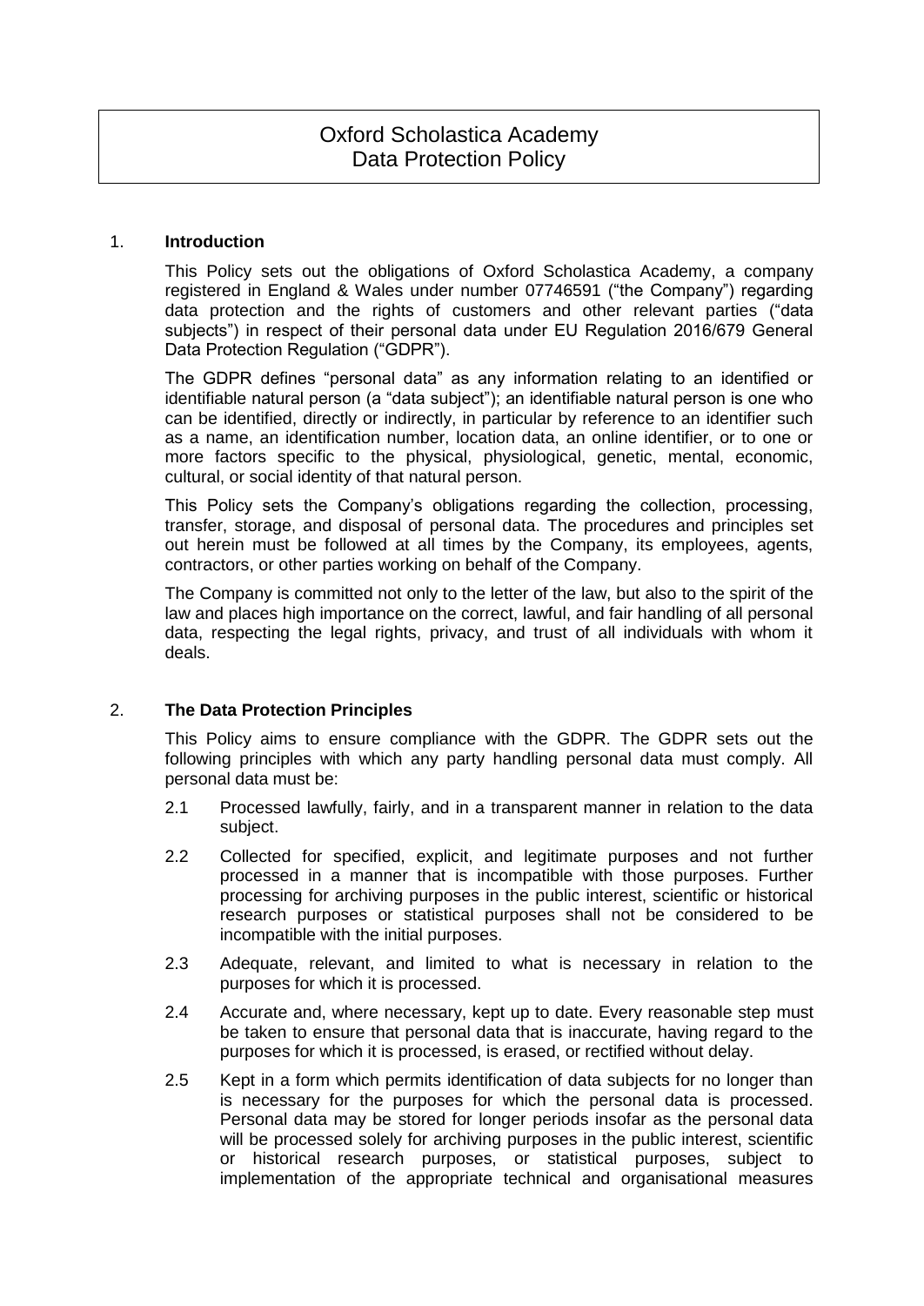# Oxford Scholastica Academy
# Data Protection Policy

## 1. Introduction

This Policy sets out the obligations of Oxford Scholastica Academy, a company registered in England & Wales under number 07746591 ("the Company") regarding data protection and the rights of customers and other relevant parties ("data subjects") in respect of their personal data under EU Regulation 2016/679 General Data Protection Regulation ("GDPR").

The GDPR defines "personal data" as any information relating to an identified or identifiable natural person (a "data subject"); an identifiable natural person is one who can be identified, directly or indirectly, in particular by reference to an identifier such as a name, an identification number, location data, an online identifier, or to one or more factors specific to the physical, physiological, genetic, mental, economic, cultural, or social identity of that natural person.

This Policy sets the Company's obligations regarding the collection, processing, transfer, storage, and disposal of personal data. The procedures and principles set out herein must be followed at all times by the Company, its employees, agents, contractors, or other parties working on behalf of the Company.

The Company is committed not only to the letter of the law, but also to the spirit of the law and places high importance on the correct, lawful, and fair handling of all personal data, respecting the legal rights, privacy, and trust of all individuals with whom it deals.

## 2. The Data Protection Principles

This Policy aims to ensure compliance with the GDPR. The GDPR sets out the following principles with which any party handling personal data must comply. All personal data must be:

2.1 Processed lawfully, fairly, and in a transparent manner in relation to the data subject.

2.2 Collected for specified, explicit, and legitimate purposes and not further processed in a manner that is incompatible with those purposes. Further processing for archiving purposes in the public interest, scientific or historical research purposes or statistical purposes shall not be considered to be incompatible with the initial purposes.

2.3 Adequate, relevant, and limited to what is necessary in relation to the purposes for which it is processed.

2.4 Accurate and, where necessary, kept up to date. Every reasonable step must be taken to ensure that personal data that is inaccurate, having regard to the purposes for which it is processed, is erased, or rectified without delay.

2.5 Kept in a form which permits identification of data subjects for no longer than is necessary for the purposes for which the personal data is processed. Personal data may be stored for longer periods insofar as the personal data will be processed solely for archiving purposes in the public interest, scientific or historical research purposes, or statistical purposes, subject to implementation of the appropriate technical and organisational measures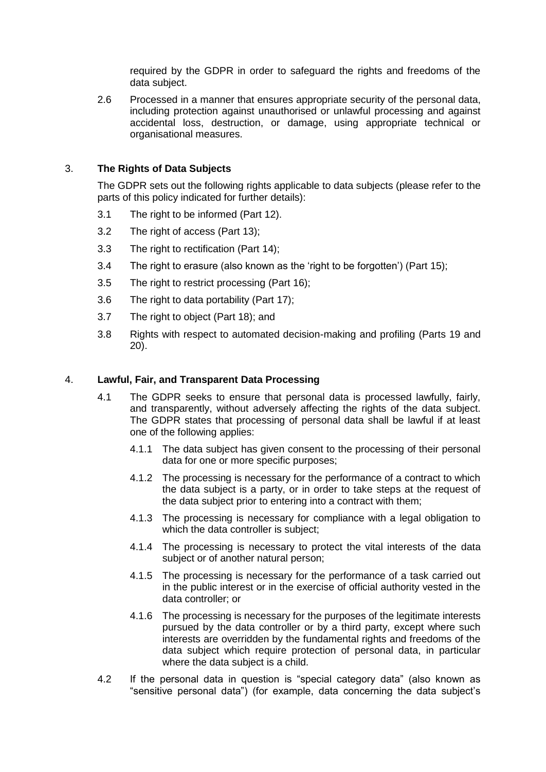required by the GDPR in order to safeguard the rights and freedoms of the data subject.

2.6 Processed in a manner that ensures appropriate security of the personal data, including protection against unauthorised or unlawful processing and against accidental loss, destruction, or damage, using appropriate technical or organisational measures.

## 3. **The Rights of Data Subjects**

The GDPR sets out the following rights applicable to data subjects (please refer to the parts of this policy indicated for further details):

3.1 The right to be informed (Part 12).

3.2 The right of access (Part 13);

3.3 The right to rectification (Part 14);

3.4 The right to erasure (also known as the 'right to be forgotten') (Part 15);

3.5 The right to restrict processing (Part 16);

3.6 The right to data portability (Part 17);

3.7 The right to object (Part 18); and

3.8 Rights with respect to automated decision-making and profiling (Parts 19 and 20).

## 4. **Lawful, Fair, and Transparent Data Processing**

4.1 The GDPR seeks to ensure that personal data is processed lawfully, fairly, and transparently, without adversely affecting the rights of the data subject. The GDPR states that processing of personal data shall be lawful if at least one of the following applies:

4.1.1 The data subject has given consent to the processing of their personal data for one or more specific purposes;

4.1.2 The processing is necessary for the performance of a contract to which the data subject is a party, or in order to take steps at the request of the data subject prior to entering into a contract with them;

4.1.3 The processing is necessary for compliance with a legal obligation to which the data controller is subject;

4.1.4 The processing is necessary to protect the vital interests of the data subject or of another natural person;

4.1.5 The processing is necessary for the performance of a task carried out in the public interest or in the exercise of official authority vested in the data controller; or

4.1.6 The processing is necessary for the purposes of the legitimate interests pursued by the data controller or by a third party, except where such interests are overridden by the fundamental rights and freedoms of the data subject which require protection of personal data, in particular where the data subject is a child.

4.2 If the personal data in question is "special category data" (also known as "sensitive personal data") (for example, data concerning the data subject's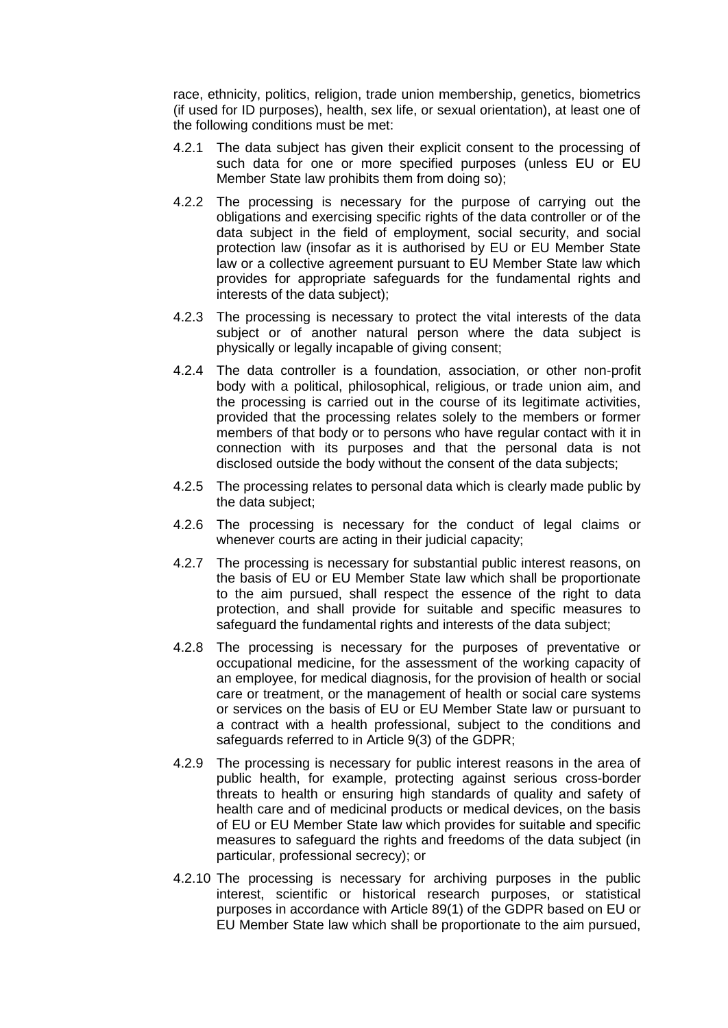race, ethnicity, politics, religion, trade union membership, genetics, biometrics (if used for ID purposes), health, sex life, or sexual orientation), at least one of the following conditions must be met:

4.2.1 The data subject has given their explicit consent to the processing of such data for one or more specified purposes (unless EU or EU Member State law prohibits them from doing so);

4.2.2 The processing is necessary for the purpose of carrying out the obligations and exercising specific rights of the data controller or of the data subject in the field of employment, social security, and social protection law (insofar as it is authorised by EU or EU Member State law or a collective agreement pursuant to EU Member State law which provides for appropriate safeguards for the fundamental rights and interests of the data subject);

4.2.3 The processing is necessary to protect the vital interests of the data subject or of another natural person where the data subject is physically or legally incapable of giving consent;

4.2.4 The data controller is a foundation, association, or other non-profit body with a political, philosophical, religious, or trade union aim, and the processing is carried out in the course of its legitimate activities, provided that the processing relates solely to the members or former members of that body or to persons who have regular contact with it in connection with its purposes and that the personal data is not disclosed outside the body without the consent of the data subjects;

4.2.5 The processing relates to personal data which is clearly made public by the data subject;

4.2.6 The processing is necessary for the conduct of legal claims or whenever courts are acting in their judicial capacity;

4.2.7 The processing is necessary for substantial public interest reasons, on the basis of EU or EU Member State law which shall be proportionate to the aim pursued, shall respect the essence of the right to data protection, and shall provide for suitable and specific measures to safeguard the fundamental rights and interests of the data subject;

4.2.8 The processing is necessary for the purposes of preventative or occupational medicine, for the assessment of the working capacity of an employee, for medical diagnosis, for the provision of health or social care or treatment, or the management of health or social care systems or services on the basis of EU or EU Member State law or pursuant to a contract with a health professional, subject to the conditions and safeguards referred to in Article 9(3) of the GDPR;

4.2.9 The processing is necessary for public interest reasons in the area of public health, for example, protecting against serious cross-border threats to health or ensuring high standards of quality and safety of health care and of medicinal products or medical devices, on the basis of EU or EU Member State law which provides for suitable and specific measures to safeguard the rights and freedoms of the data subject (in particular, professional secrecy); or

4.2.10 The processing is necessary for archiving purposes in the public interest, scientific or historical research purposes, or statistical purposes in accordance with Article 89(1) of the GDPR based on EU or EU Member State law which shall be proportionate to the aim pursued,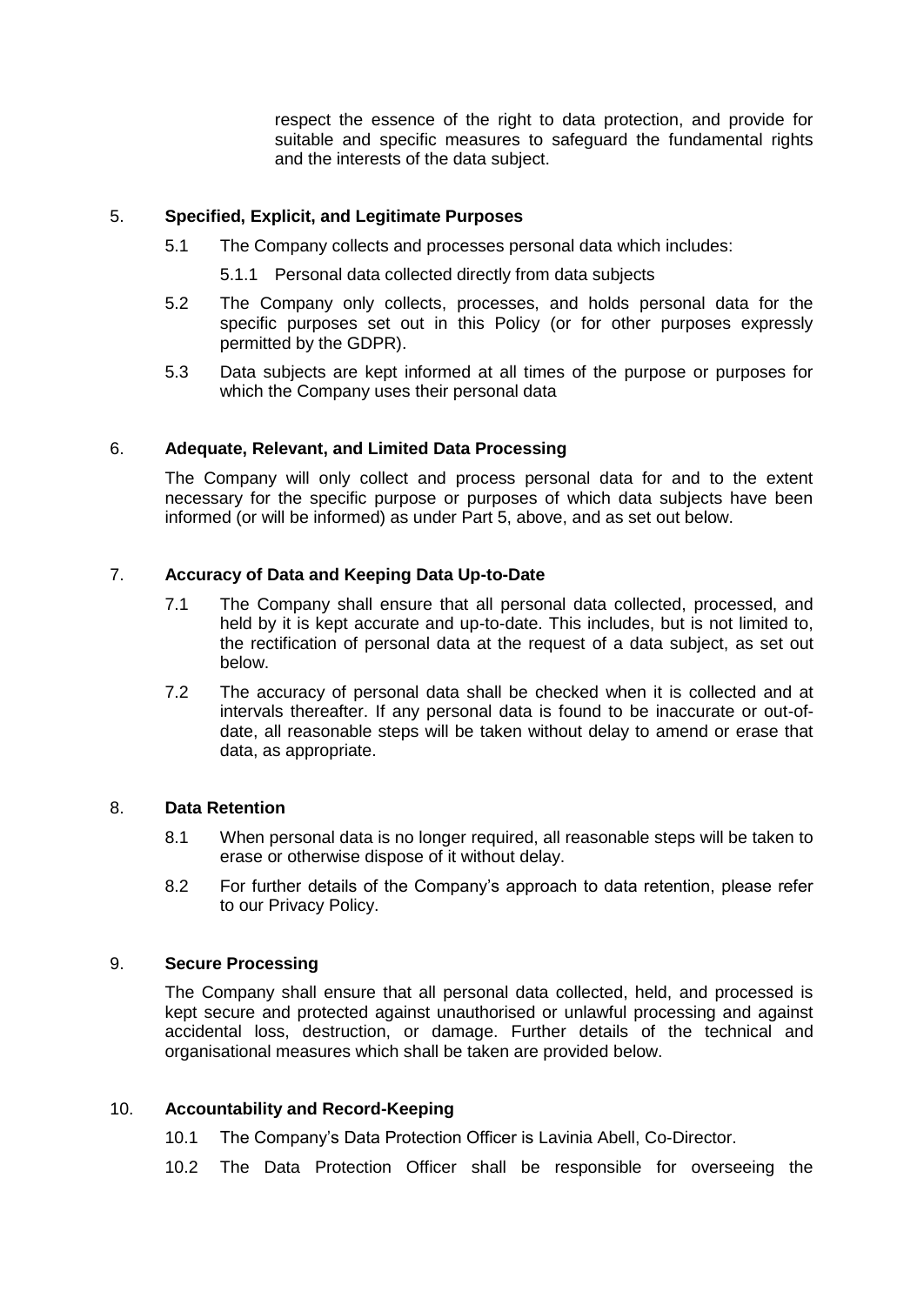respect the essence of the right to data protection, and provide for suitable and specific measures to safeguard the fundamental rights and the interests of the data subject.

## 5. Specified, Explicit, and Legitimate Purposes

5.1 The Company collects and processes personal data which includes:

5.1.1 Personal data collected directly from data subjects

5.2 The Company only collects, processes, and holds personal data for the specific purposes set out in this Policy (or for other purposes expressly permitted by the GDPR).

5.3 Data subjects are kept informed at all times of the purpose or purposes for which the Company uses their personal data

## 6. Adequate, Relevant, and Limited Data Processing

The Company will only collect and process personal data for and to the extent necessary for the specific purpose or purposes of which data subjects have been informed (or will be informed) as under Part 5, above, and as set out below.

## 7. Accuracy of Data and Keeping Data Up-to-Date

7.1 The Company shall ensure that all personal data collected, processed, and held by it is kept accurate and up-to-date. This includes, but is not limited to, the rectification of personal data at the request of a data subject, as set out below.

7.2 The accuracy of personal data shall be checked when it is collected and at intervals thereafter. If any personal data is found to be inaccurate or out-of-date, all reasonable steps will be taken without delay to amend or erase that data, as appropriate.

## 8. Data Retention

8.1 When personal data is no longer required, all reasonable steps will be taken to erase or otherwise dispose of it without delay.

8.2 For further details of the Company's approach to data retention, please refer to our Privacy Policy.

## 9. Secure Processing

The Company shall ensure that all personal data collected, held, and processed is kept secure and protected against unauthorised or unlawful processing and against accidental loss, destruction, or damage. Further details of the technical and organisational measures which shall be taken are provided below.

## 10. Accountability and Record-Keeping

10.1 The Company's Data Protection Officer is Lavinia Abell, Co-Director.

10.2 The Data Protection Officer shall be responsible for overseeing the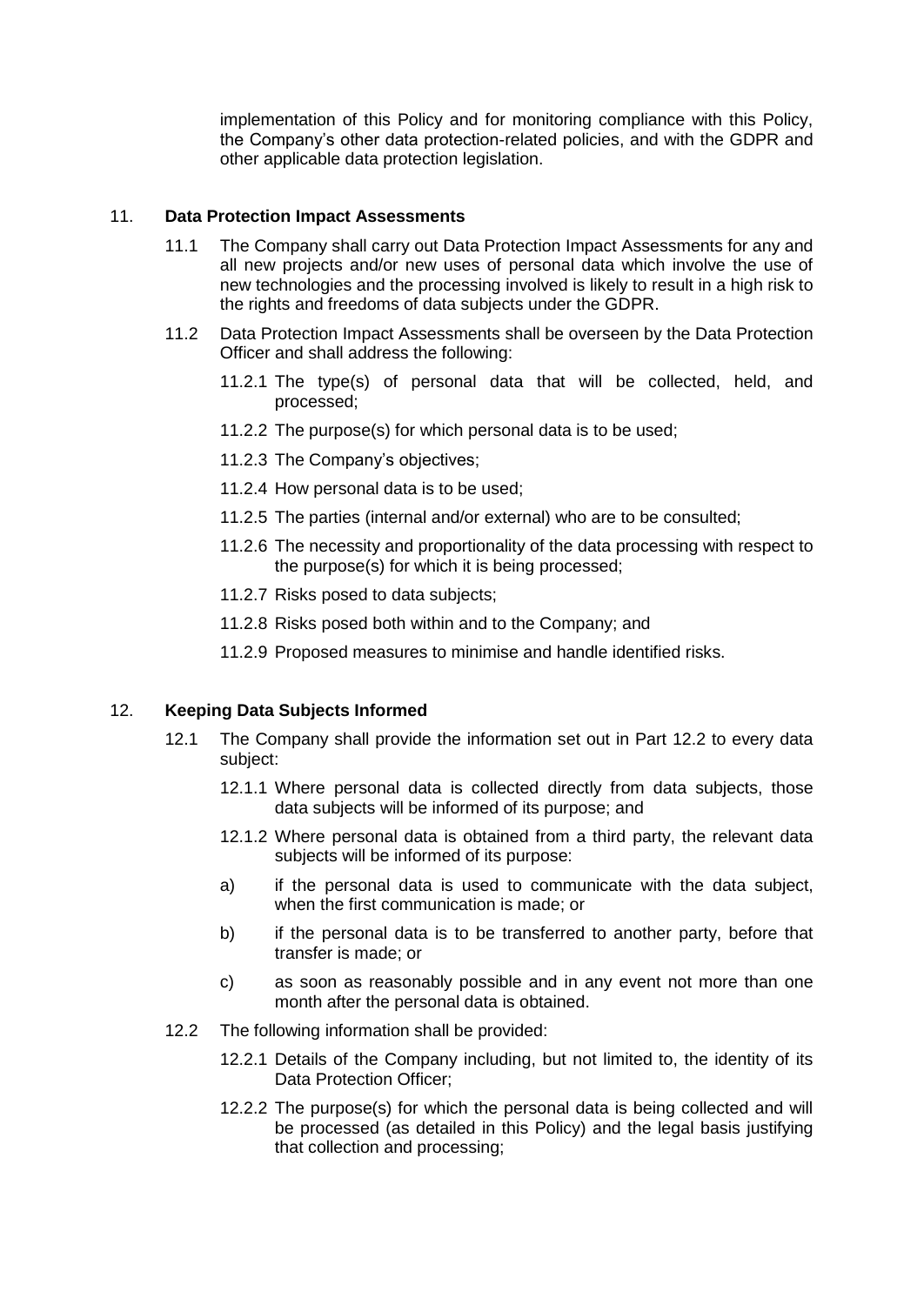implementation of this Policy and for monitoring compliance with this Policy, the Company's other data protection-related policies, and with the GDPR and other applicable data protection legislation.

## 11. Data Protection Impact Assessments

11.1 The Company shall carry out Data Protection Impact Assessments for any and all new projects and/or new uses of personal data which involve the use of new technologies and the processing involved is likely to result in a high risk to the rights and freedoms of data subjects under the GDPR.

11.2 Data Protection Impact Assessments shall be overseen by the Data Protection Officer and shall address the following:

11.2.1 The type(s) of personal data that will be collected, held, and processed;

11.2.2 The purpose(s) for which personal data is to be used;

11.2.3 The Company's objectives;

11.2.4 How personal data is to be used;

11.2.5 The parties (internal and/or external) who are to be consulted;

11.2.6 The necessity and proportionality of the data processing with respect to the purpose(s) for which it is being processed;

11.2.7 Risks posed to data subjects;

11.2.8 Risks posed both within and to the Company; and

11.2.9 Proposed measures to minimise and handle identified risks.

## 12. Keeping Data Subjects Informed

12.1 The Company shall provide the information set out in Part 12.2 to every data subject:

12.1.1 Where personal data is collected directly from data subjects, those data subjects will be informed of its purpose; and

12.1.2 Where personal data is obtained from a third party, the relevant data subjects will be informed of its purpose:

a) if the personal data is used to communicate with the data subject, when the first communication is made; or

b) if the personal data is to be transferred to another party, before that transfer is made; or

c) as soon as reasonably possible and in any event not more than one month after the personal data is obtained.

12.2 The following information shall be provided:

12.2.1 Details of the Company including, but not limited to, the identity of its Data Protection Officer;

12.2.2 The purpose(s) for which the personal data is being collected and will be processed (as detailed in this Policy) and the legal basis justifying that collection and processing;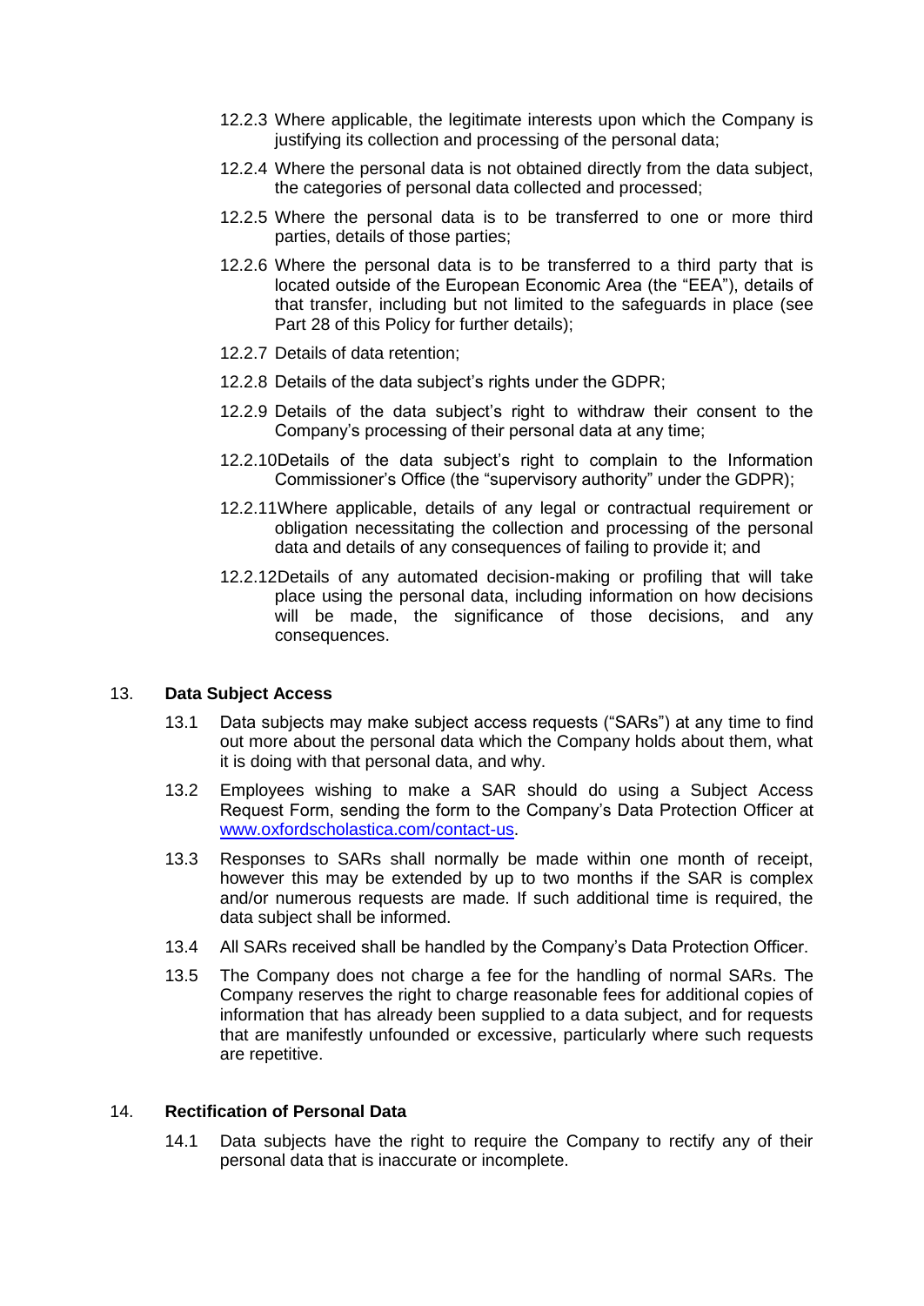12.2.3 Where applicable, the legitimate interests upon which the Company is justifying its collection and processing of the personal data;

12.2.4 Where the personal data is not obtained directly from the data subject, the categories of personal data collected and processed;

12.2.5 Where the personal data is to be transferred to one or more third parties, details of those parties;

12.2.6 Where the personal data is to be transferred to a third party that is located outside of the European Economic Area (the "EEA"), details of that transfer, including but not limited to the safeguards in place (see Part 28 of this Policy for further details);

12.2.7 Details of data retention;

12.2.8 Details of the data subject's rights under the GDPR;

12.2.9 Details of the data subject's right to withdraw their consent to the Company's processing of their personal data at any time;

12.2.10 Details of the data subject's right to complain to the Information Commissioner's Office (the "supervisory authority" under the GDPR);

12.2.11 Where applicable, details of any legal or contractual requirement or obligation necessitating the collection and processing of the personal data and details of any consequences of failing to provide it; and

12.2.12 Details of any automated decision-making or profiling that will take place using the personal data, including information on how decisions will be made, the significance of those decisions, and any consequences.

## 13. **Data Subject Access**

13.1 Data subjects may make subject access requests ("SARs") at any time to find out more about the personal data which the Company holds about them, what it is doing with that personal data, and why.

13.2 Employees wishing to make a SAR should do using a Subject Access Request Form, sending the form to the Company's Data Protection Officer at www.oxfordscholastica.com/contact-us.

13.3 Responses to SARs shall normally be made within one month of receipt, however this may be extended by up to two months if the SAR is complex and/or numerous requests are made. If such additional time is required, the data subject shall be informed.

13.4 All SARs received shall be handled by the Company's Data Protection Officer.

13.5 The Company does not charge a fee for the handling of normal SARs. The Company reserves the right to charge reasonable fees for additional copies of information that has already been supplied to a data subject, and for requests that are manifestly unfounded or excessive, particularly where such requests are repetitive.

## 14. **Rectification of Personal Data**

14.1 Data subjects have the right to require the Company to rectify any of their personal data that is inaccurate or incomplete.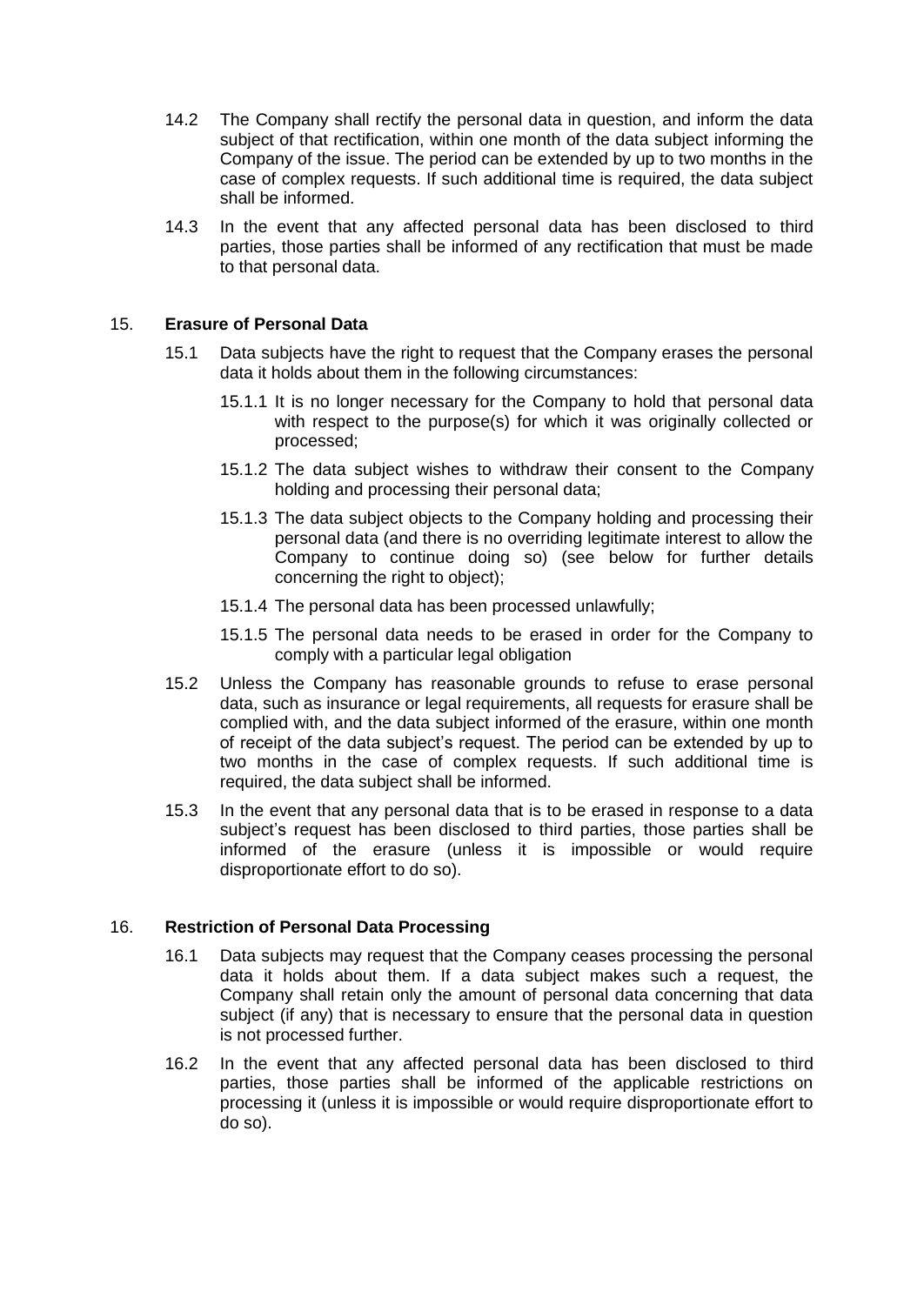14.2 The Company shall rectify the personal data in question, and inform the data subject of that rectification, within one month of the data subject informing the Company of the issue. The period can be extended by up to two months in the case of complex requests. If such additional time is required, the data subject shall be informed.

14.3 In the event that any affected personal data has been disclosed to third parties, those parties shall be informed of any rectification that must be made to that personal data.

## 15. Erasure of Personal Data

15.1 Data subjects have the right to request that the Company erases the personal data it holds about them in the following circumstances:

15.1.1 It is no longer necessary for the Company to hold that personal data with respect to the purpose(s) for which it was originally collected or processed;

15.1.2 The data subject wishes to withdraw their consent to the Company holding and processing their personal data;

15.1.3 The data subject objects to the Company holding and processing their personal data (and there is no overriding legitimate interest to allow the Company to continue doing so) (see below for further details concerning the right to object);

15.1.4 The personal data has been processed unlawfully;

15.1.5 The personal data needs to be erased in order for the Company to comply with a particular legal obligation

15.2 Unless the Company has reasonable grounds to refuse to erase personal data, such as insurance or legal requirements, all requests for erasure shall be complied with, and the data subject informed of the erasure, within one month of receipt of the data subject's request. The period can be extended by up to two months in the case of complex requests. If such additional time is required, the data subject shall be informed.

15.3 In the event that any personal data that is to be erased in response to a data subject's request has been disclosed to third parties, those parties shall be informed of the erasure (unless it is impossible or would require disproportionate effort to do so).

## 16. Restriction of Personal Data Processing

16.1 Data subjects may request that the Company ceases processing the personal data it holds about them. If a data subject makes such a request, the Company shall retain only the amount of personal data concerning that data subject (if any) that is necessary to ensure that the personal data in question is not processed further.

16.2 In the event that any affected personal data has been disclosed to third parties, those parties shall be informed of the applicable restrictions on processing it (unless it is impossible or would require disproportionate effort to do so).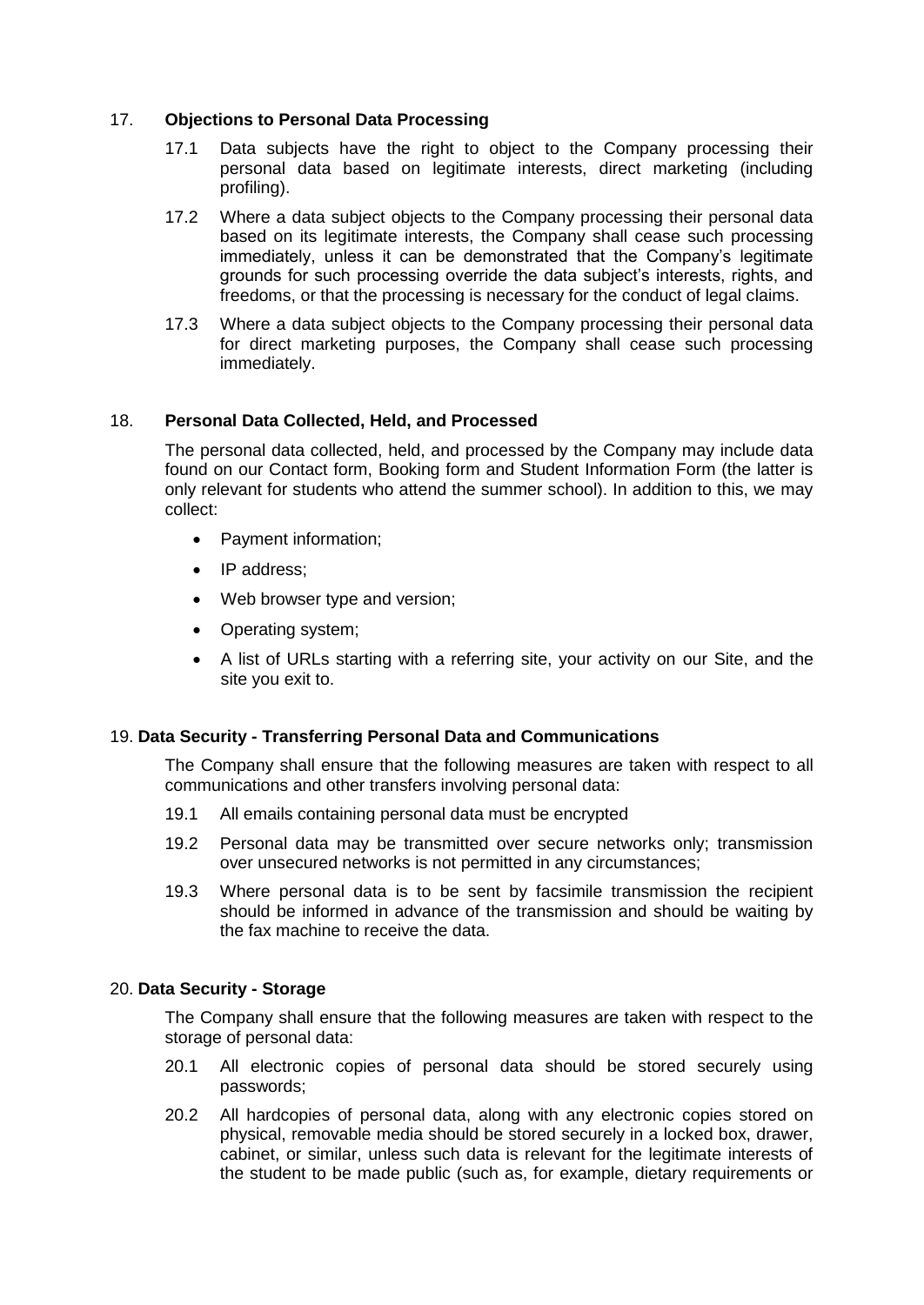## 17. Objections to Personal Data Processing

17.1 Data subjects have the right to object to the Company processing their personal data based on legitimate interests, direct marketing (including profiling).

17.2 Where a data subject objects to the Company processing their personal data based on its legitimate interests, the Company shall cease such processing immediately, unless it can be demonstrated that the Company's legitimate grounds for such processing override the data subject's interests, rights, and freedoms, or that the processing is necessary for the conduct of legal claims.

17.3 Where a data subject objects to the Company processing their personal data for direct marketing purposes, the Company shall cease such processing immediately.

## 18. Personal Data Collected, Held, and Processed

The personal data collected, held, and processed by the Company may include data found on our Contact form, Booking form and Student Information Form (the latter is only relevant for students who attend the summer school). In addition to this, we may collect:

- Payment information;
- IP address;
- Web browser type and version;
- Operating system;
- A list of URLs starting with a referring site, your activity on our Site, and the site you exit to.

## 19. Data Security - Transferring Personal Data and Communications

The Company shall ensure that the following measures are taken with respect to all communications and other transfers involving personal data:

19.1 All emails containing personal data must be encrypted

19.2 Personal data may be transmitted over secure networks only; transmission over unsecured networks is not permitted in any circumstances;

19.3 Where personal data is to be sent by facsimile transmission the recipient should be informed in advance of the transmission and should be waiting by the fax machine to receive the data.

## 20. Data Security - Storage

The Company shall ensure that the following measures are taken with respect to the storage of personal data:

20.1 All electronic copies of personal data should be stored securely using passwords;

20.2 All hardcopies of personal data, along with any electronic copies stored on physical, removable media should be stored securely in a locked box, drawer, cabinet, or similar, unless such data is relevant for the legitimate interests of the student to be made public (such as, for example, dietary requirements or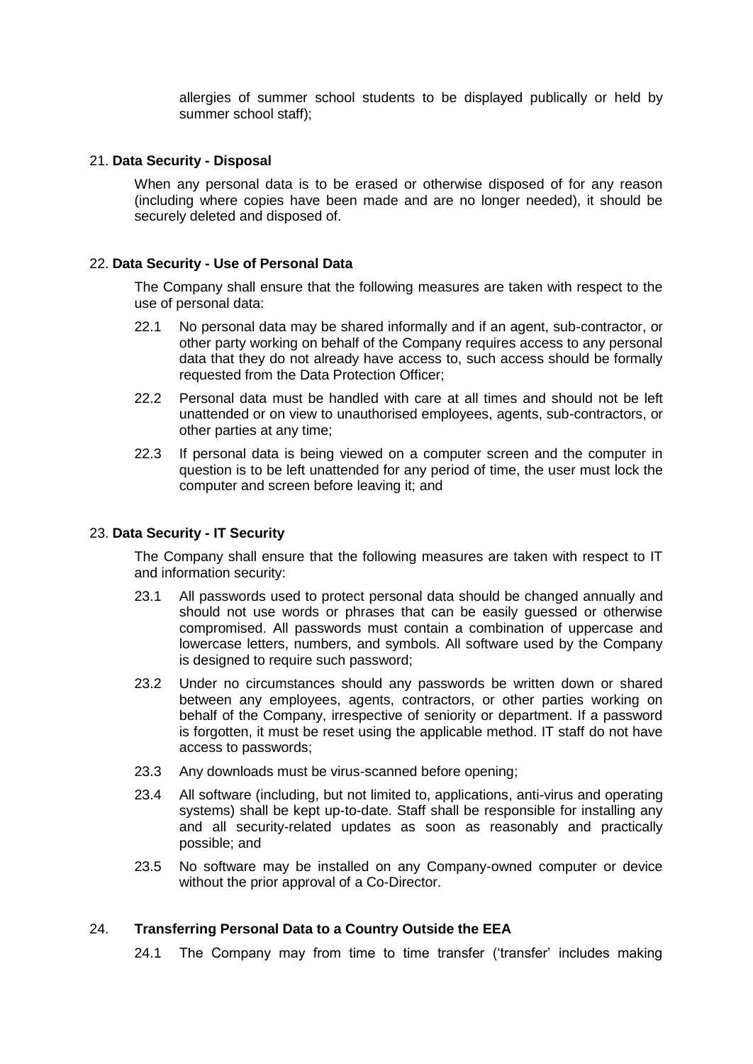allergies of summer school students to be displayed publically or held by summer school staff);

21. **Data Security - Disposal**

When any personal data is to be erased or otherwise disposed of for any reason (including where copies have been made and are no longer needed), it should be securely deleted and disposed of.

22. **Data Security - Use of Personal Data**

The Company shall ensure that the following measures are taken with respect to the use of personal data:

22.1 No personal data may be shared informally and if an agent, sub-contractor, or other party working on behalf of the Company requires access to any personal data that they do not already have access to, such access should be formally requested from the Data Protection Officer;

22.2 Personal data must be handled with care at all times and should not be left unattended or on view to unauthorised employees, agents, sub-contractors, or other parties at any time;

22.3 If personal data is being viewed on a computer screen and the computer in question is to be left unattended for any period of time, the user must lock the computer and screen before leaving it; and

23. **Data Security - IT Security**

The Company shall ensure that the following measures are taken with respect to IT and information security:

23.1 All passwords used to protect personal data should be changed annually and should not use words or phrases that can be easily guessed or otherwise compromised. All passwords must contain a combination of uppercase and lowercase letters, numbers, and symbols. All software used by the Company is designed to require such password;

23.2 Under no circumstances should any passwords be written down or shared between any employees, agents, contractors, or other parties working on behalf of the Company, irrespective of seniority or department. If a password is forgotten, it must be reset using the applicable method. IT staff do not have access to passwords;

23.3 Any downloads must be virus-scanned before opening;

23.4 All software (including, but not limited to, applications, anti-virus and operating systems) shall be kept up-to-date. Staff shall be responsible for installing any and all security-related updates as soon as reasonably and practically possible; and

23.5 No software may be installed on any Company-owned computer or device without the prior approval of a Co-Director.

24. **Transferring Personal Data to a Country Outside the EEA**

24.1 The Company may from time to time transfer ('transfer' includes making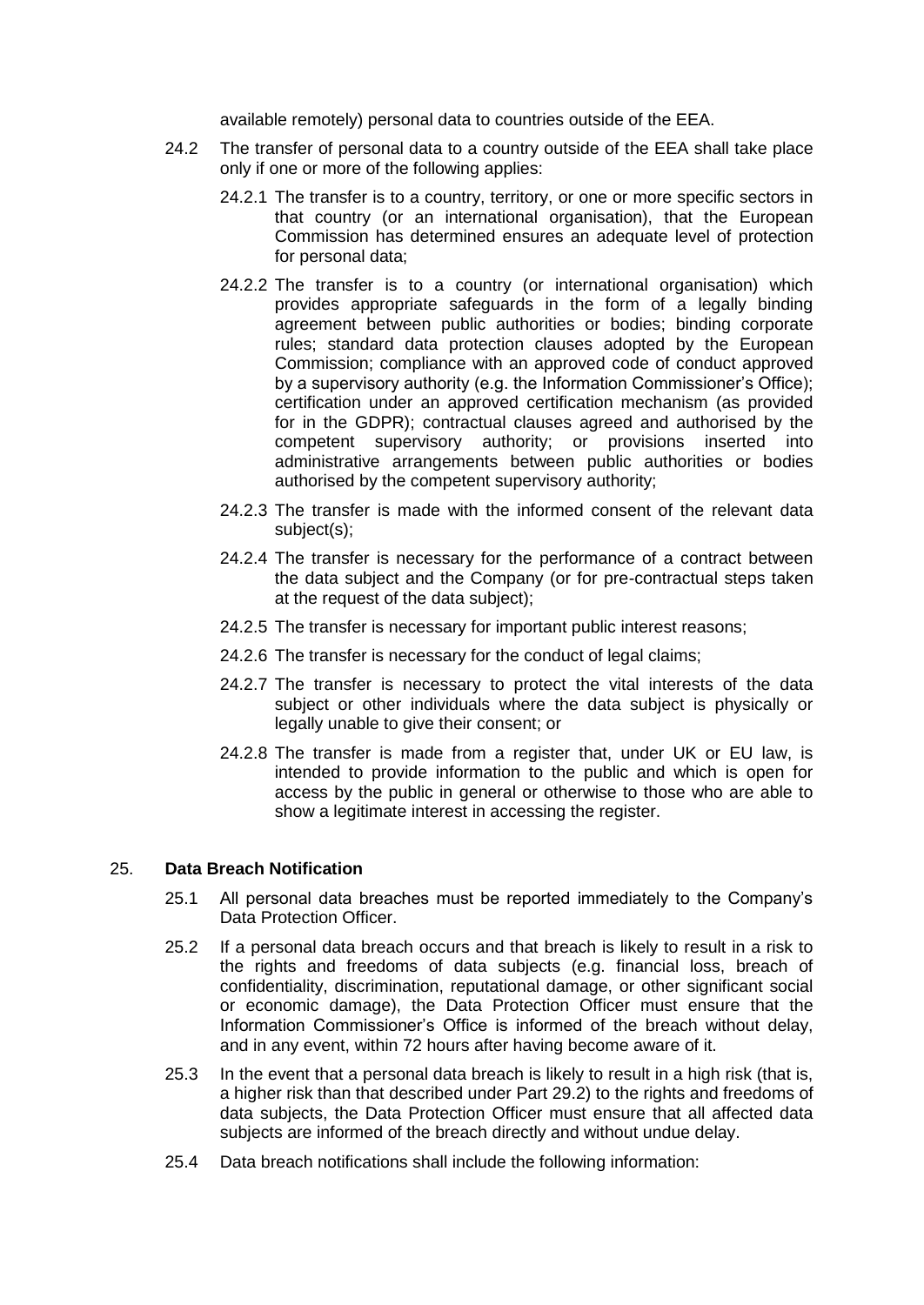available remotely) personal data to countries outside of the EEA.

24.2 The transfer of personal data to a country outside of the EEA shall take place only if one or more of the following applies:

24.2.1 The transfer is to a country, territory, or one or more specific sectors in that country (or an international organisation), that the European Commission has determined ensures an adequate level of protection for personal data;

24.2.2 The transfer is to a country (or international organisation) which provides appropriate safeguards in the form of a legally binding agreement between public authorities or bodies; binding corporate rules; standard data protection clauses adopted by the European Commission; compliance with an approved code of conduct approved by a supervisory authority (e.g. the Information Commissioner's Office); certification under an approved certification mechanism (as provided for in the GDPR); contractual clauses agreed and authorised by the competent supervisory authority; or provisions inserted into administrative arrangements between public authorities or bodies authorised by the competent supervisory authority;

24.2.3 The transfer is made with the informed consent of the relevant data subject(s);

24.2.4 The transfer is necessary for the performance of a contract between the data subject and the Company (or for pre-contractual steps taken at the request of the data subject);

24.2.5 The transfer is necessary for important public interest reasons;

24.2.6 The transfer is necessary for the conduct of legal claims;

24.2.7 The transfer is necessary to protect the vital interests of the data subject or other individuals where the data subject is physically or legally unable to give their consent; or

24.2.8 The transfer is made from a register that, under UK or EU law, is intended to provide information to the public and which is open for access by the public in general or otherwise to those who are able to show a legitimate interest in accessing the register.

## 25. **Data Breach Notification**

25.1 All personal data breaches must be reported immediately to the Company's Data Protection Officer.

25.2 If a personal data breach occurs and that breach is likely to result in a risk to the rights and freedoms of data subjects (e.g. financial loss, breach of confidentiality, discrimination, reputational damage, or other significant social or economic damage), the Data Protection Officer must ensure that the Information Commissioner's Office is informed of the breach without delay, and in any event, within 72 hours after having become aware of it.

25.3 In the event that a personal data breach is likely to result in a high risk (that is, a higher risk than that described under Part 29.2) to the rights and freedoms of data subjects, the Data Protection Officer must ensure that all affected data subjects are informed of the breach directly and without undue delay.

25.4 Data breach notifications shall include the following information: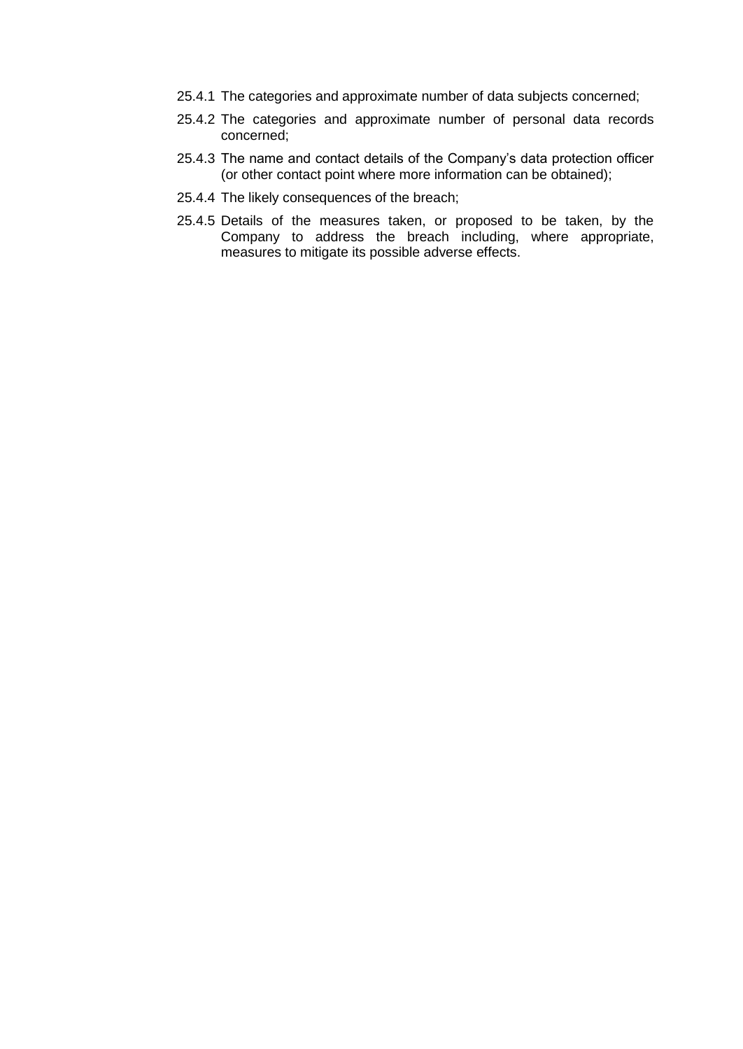25.4.1 The categories and approximate number of data subjects concerned;

25.4.2 The categories and approximate number of personal data records concerned;

25.4.3 The name and contact details of the Company's data protection officer (or other contact point where more information can be obtained);

25.4.4 The likely consequences of the breach;

25.4.5 Details of the measures taken, or proposed to be taken, by the Company to address the breach including, where appropriate, measures to mitigate its possible adverse effects.